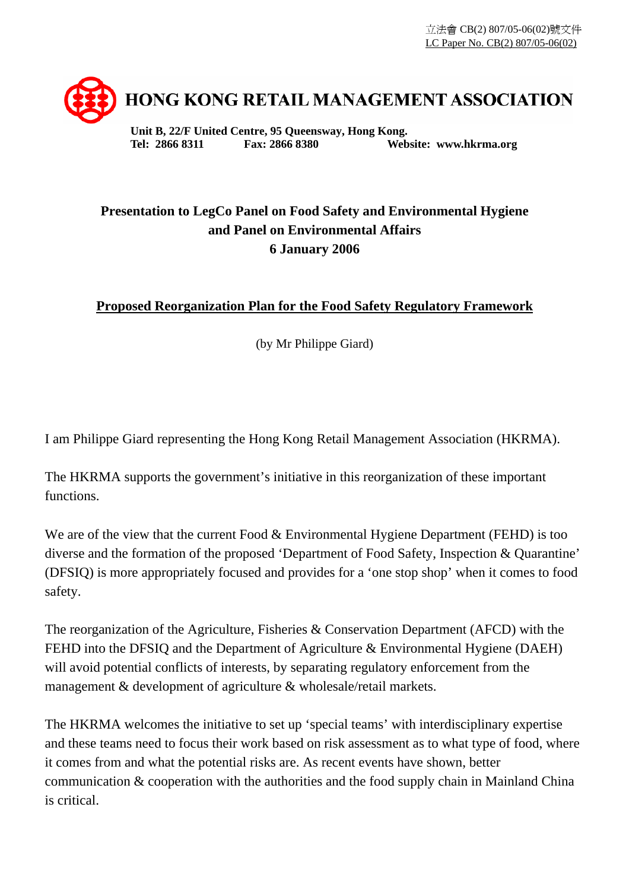立法會 CB(2) 807/05-06(02)號文件
LC Paper No. CB(2) 807/05-06(02)

# HONG KONG RETAIL MANAGEMENT ASSOCIATION

**Unit B, 22/F United Centre, 95 Queensway, Hong Kong.**
**Tel: 2866 8311 Fax: 2866 8380 Website: www.hkrma.org**

## Presentation to LegCo Panel on Food Safety and Environmental Hygiene and Panel on Environmental Affairs
## 6 January 2006

## Proposed Reorganization Plan for the Food Safety Regulatory Framework

(by Mr Philippe Giard)

I am Philippe Giard representing the Hong Kong Retail Management Association (HKRMA).

The HKRMA supports the government's initiative in this reorganization of these important functions.

We are of the view that the current Food & Environmental Hygiene Department (FEHD) is too diverse and the formation of the proposed 'Department of Food Safety, Inspection & Quarantine' (DFSIQ) is more appropriately focused and provides for a 'one stop shop' when it comes to food safety.

The reorganization of the Agriculture, Fisheries & Conservation Department (AFCD) with the FEHD into the DFSIQ and the Department of Agriculture & Environmental Hygiene (DAEH) will avoid potential conflicts of interests, by separating regulatory enforcement from the management & development of agriculture & wholesale/retail markets.

The HKRMA welcomes the initiative to set up 'special teams' with interdisciplinary expertise and these teams need to focus their work based on risk assessment as to what type of food, where it comes from and what the potential risks are. As recent events have shown, better communication & cooperation with the authorities and the food supply chain in Mainland China is critical.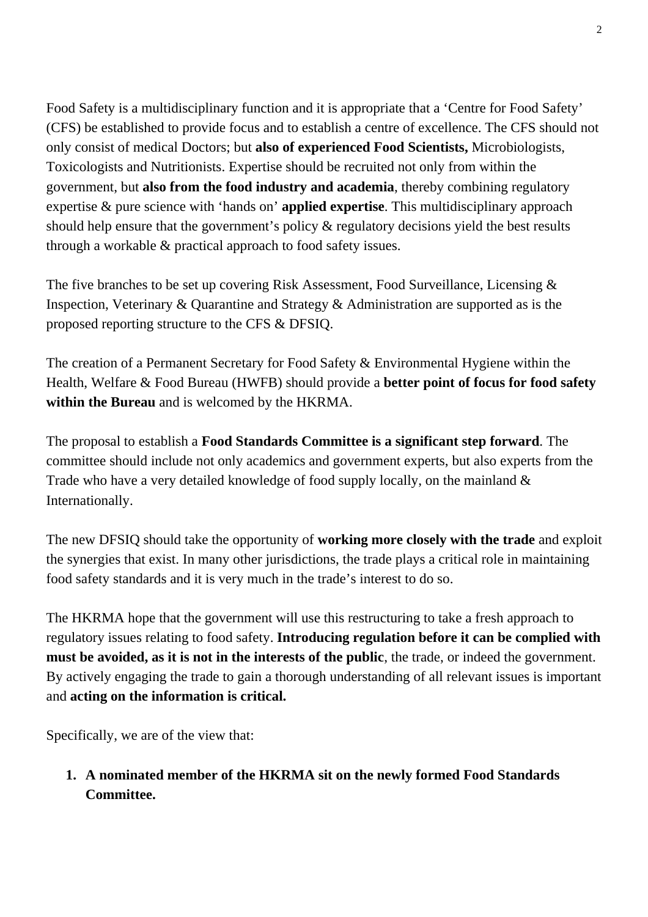Food Safety is a multidisciplinary function and it is appropriate that a 'Centre for Food Safety' (CFS) be established to provide focus and to establish a centre of excellence. The CFS should not only consist of medical Doctors; but **also of experienced Food Scientists,** Microbiologists, Toxicologists and Nutritionists. Expertise should be recruited not only from within the government, but **also from the food industry and academia**, thereby combining regulatory expertise & pure science with 'hands on' **applied expertise**. This multidisciplinary approach should help ensure that the government's policy & regulatory decisions yield the best results through a workable & practical approach to food safety issues.

The five branches to be set up covering Risk Assessment, Food Surveillance, Licensing & Inspection, Veterinary & Quarantine and Strategy & Administration are supported as is the proposed reporting structure to the CFS & DFSIQ.

The creation of a Permanent Secretary for Food Safety & Environmental Hygiene within the Health, Welfare & Food Bureau (HWFB) should provide a **better point of focus for food safety within the Bureau** and is welcomed by the HKRMA.

The proposal to establish a **Food Standards Committee is a significant step forward**. The committee should include not only academics and government experts, but also experts from the Trade who have a very detailed knowledge of food supply locally, on the mainland & Internationally.

The new DFSIQ should take the opportunity of **working more closely with the trade** and exploit the synergies that exist. In many other jurisdictions, the trade plays a critical role in maintaining food safety standards and it is very much in the trade's interest to do so.

The HKRMA hope that the government will use this restructuring to take a fresh approach to regulatory issues relating to food safety. **Introducing regulation before it can be complied with must be avoided, as it is not in the interests of the public**, the trade, or indeed the government. By actively engaging the trade to gain a thorough understanding of all relevant issues is important and **acting on the information is critical.**

Specifically, we are of the view that:

1. **A nominated member of the HKRMA sit on the newly formed Food Standards Committee.**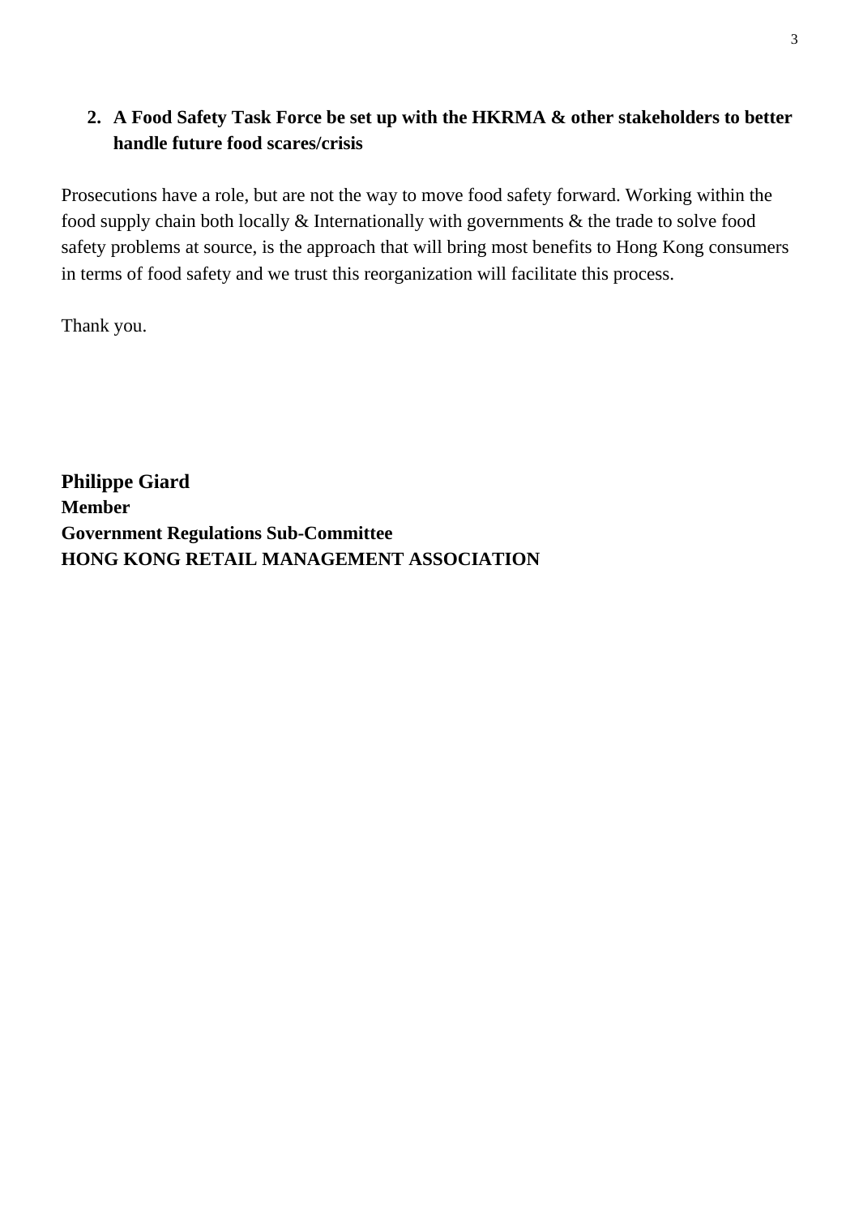2. **A Food Safety Task Force be set up with the HKRMA & other stakeholders to better handle future food scares/crisis**

Prosecutions have a role, but are not the way to move food safety forward. Working within the food supply chain both locally & Internationally with governments & the trade to solve food safety problems at source, is the approach that will bring most benefits to Hong Kong consumers in terms of food safety and we trust this reorganization will facilitate this process.

Thank you.

**Philippe Giard**
**Member**
**Government Regulations Sub-Committee**
**HONG KONG RETAIL MANAGEMENT ASSOCIATION**